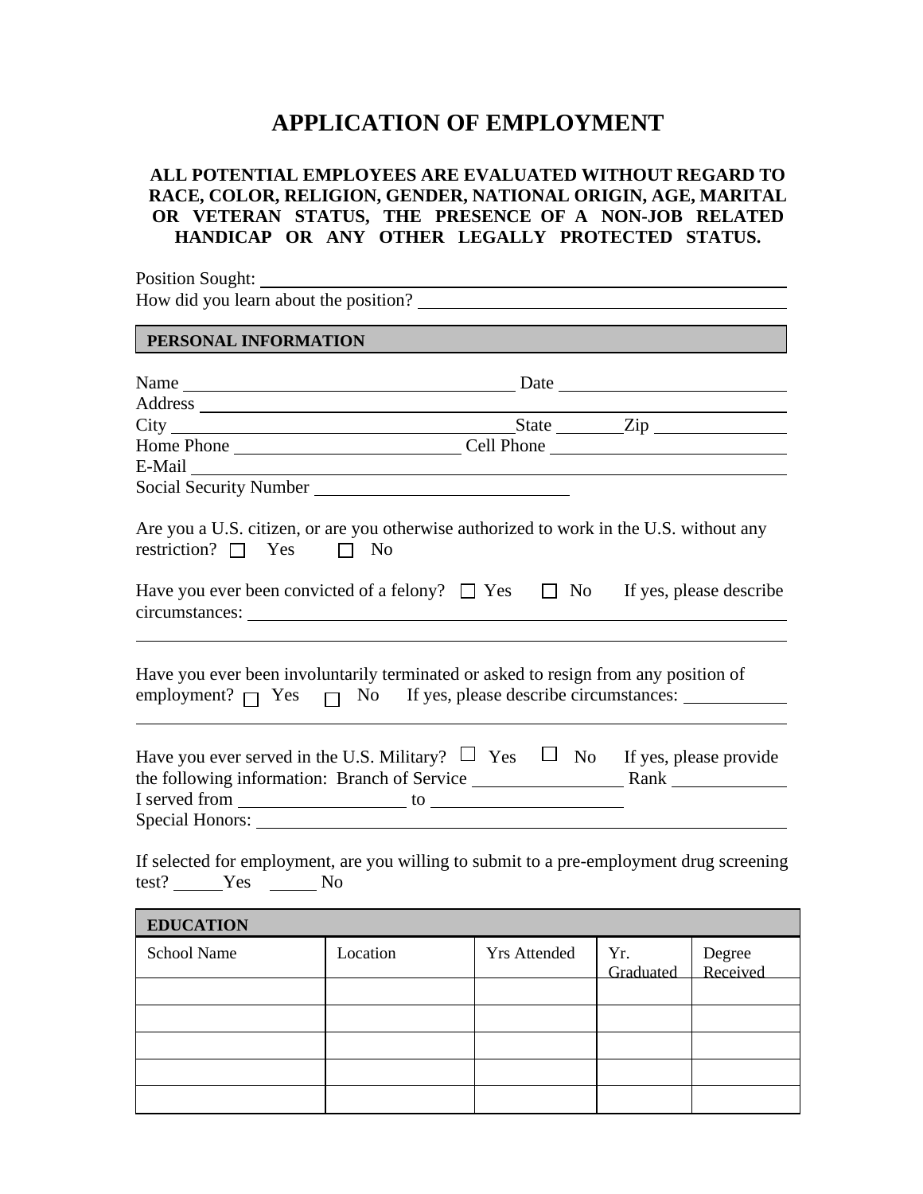# APPLICATION OF EMPLOYMENT

**ALL POTENTIAL EMPLOYEES ARE EVALUATED WITHOUT REGARD TO RACE, COLOR, RELIGION, GENDER, NATIONAL ORIGIN, AGE, MARITAL OR VETERAN STATUS, THE PRESENCE OF A NON-JOB RELATED HANDICAP OR ANY OTHER LEGALLY PROTECTED STATUS.**

Position Sought: ______________________________________________

How did you learn about the position? ______________________________

## PERSONAL INFORMATION

Name ______________________________ Date ____________________

Address ______________________________________________

City ______________________________ State ________ Zip ____________

Home Phone ____________________ Cell Phone ____________________

E-Mail ______________________________________________

Social Security Number ______________________

Are you a U.S. citizen, or are you otherwise authorized to work in the U.S. without any restriction? ☐ Yes ☐ No

Have you ever been convicted of a felony? ☐ Yes ☐ No If yes, please describe circumstances: ______________________________________________

______________________________________________

Have you ever been involuntarily terminated or asked to resign from any position of employment? ☐ Yes ☐ No If yes, please describe circumstances: __________

______________________________________________

Have you ever served in the U.S. Military? ☐ Yes ☐ No If yes, please provide the following information: Branch of Service ______________ Rank __________

I served from ______________ to ________________

Special Honors: ______________________________________________

If selected for employment, are you willing to submit to a pre-employment drug screening test? _____Yes _____ No

## EDUCATION

| School Name | Location | Yrs Attended | Yr. Graduated | Degree Received |
|---|---|---|---|---|
| | | | | |
| | | | | |
| | | | | |
| | | | | |
| | | | | |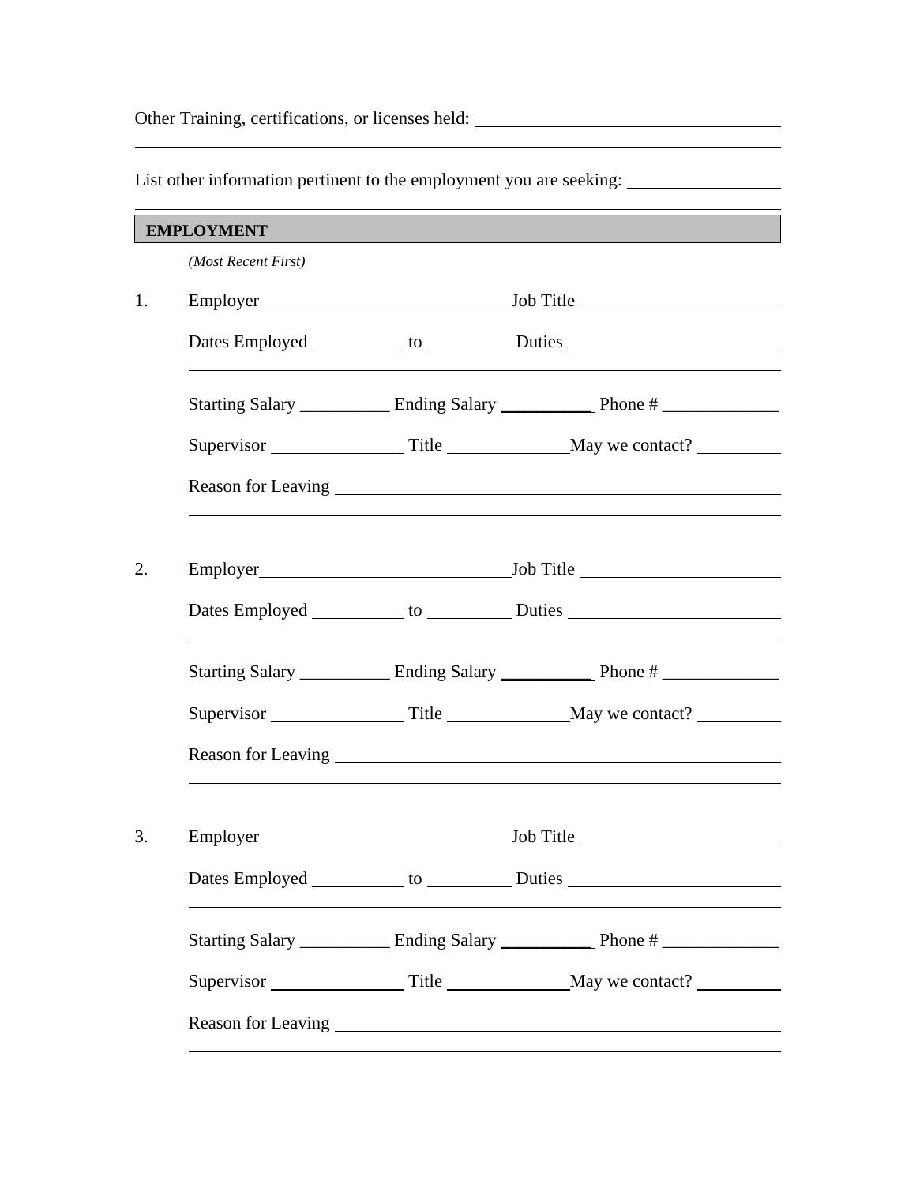Other Training, certifications, or licenses held: ____________________________________

____________________________________________________________________________

List other information pertinent to the employment you are seeking: __________________

____________________________________________________________________________

## EMPLOYMENT

*(Most Recent First)*

1. Employer______________________________ Job Title ______________________

   Dates Employed __________ to _________ Duties ________________________

   ______________________________________________________________________

   Starting Salary __________ Ending Salary __________ Phone # _____________

   Supervisor _______________ Title _____________ May we contact? _________

   Reason for Leaving ______________________________________________________

   ______________________________________________________________________

2. Employer______________________________ Job Title ______________________

   Dates Employed __________ to _________ Duties ________________________

   ______________________________________________________________________

   Starting Salary __________ Ending Salary __________ Phone # _____________

   Supervisor _______________ Title _____________ May we contact? _________

   Reason for Leaving ______________________________________________________

   ______________________________________________________________________

3. Employer______________________________ Job Title ______________________

   Dates Employed __________ to _________ Duties ________________________

   ______________________________________________________________________

   Starting Salary __________ Ending Salary __________ Phone # _____________

   Supervisor _______________ Title _____________ May we contact? _________

   Reason for Leaving ______________________________________________________

   ______________________________________________________________________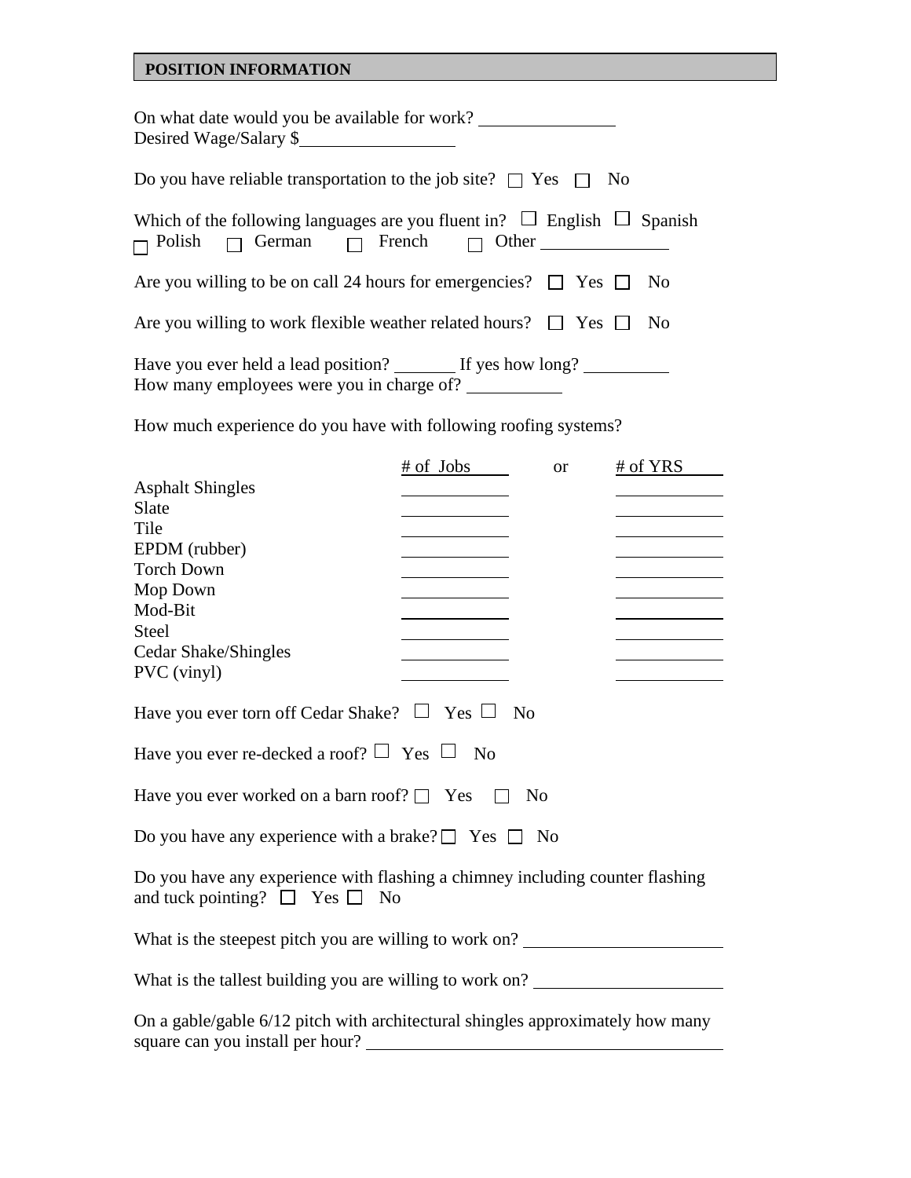## POSITION INFORMATION

On what date would you be available for work? ______________
Desired Wage/Salary $________________

Do you have reliable transportation to the job site? ☐ Yes ☐ No

Which of the following languages are you fluent in? ☐ English ☐ Spanish
☐ Polish ☐ German ☐ French ☐ Other ____________

Are you willing to be on call 24 hours for emergencies? ☐ Yes ☐ No

Are you willing to work flexible weather related hours? ☐ Yes ☐ No

Have you ever held a lead position? ______ If yes how long? ________
How many employees were you in charge of? _________

How much experience do you have with following roofing systems?

| | # of Jobs | or | # of YRS |
|---|---|---|---|
| Asphalt Shingles | | | |
| Slate | | | |
| Tile | | | |
| EPDM (rubber) | | | |
| Torch Down | | | |
| Mop Down | | | |
| Mod-Bit | | | |
| Steel | | | |
| Cedar Shake/Shingles | | | |
| PVC (vinyl) | | | |

Have you ever torn off Cedar Shake? ☐ Yes ☐ No

Have you ever re-decked a roof? ☐ Yes ☐ No

Have you ever worked on a barn roof? ☐ Yes ☐ No

Do you have any experience with a brake? ☐ Yes ☐ No

Do you have any experience with flashing a chimney including counter flashing and tuck pointing? ☐ Yes ☐ No

What is the steepest pitch you are willing to work on? ____________________

What is the tallest building you are willing to work on? ____________________

On a gable/gable 6/12 pitch with architectural shingles approximately how many square can you install per hour? ________________________________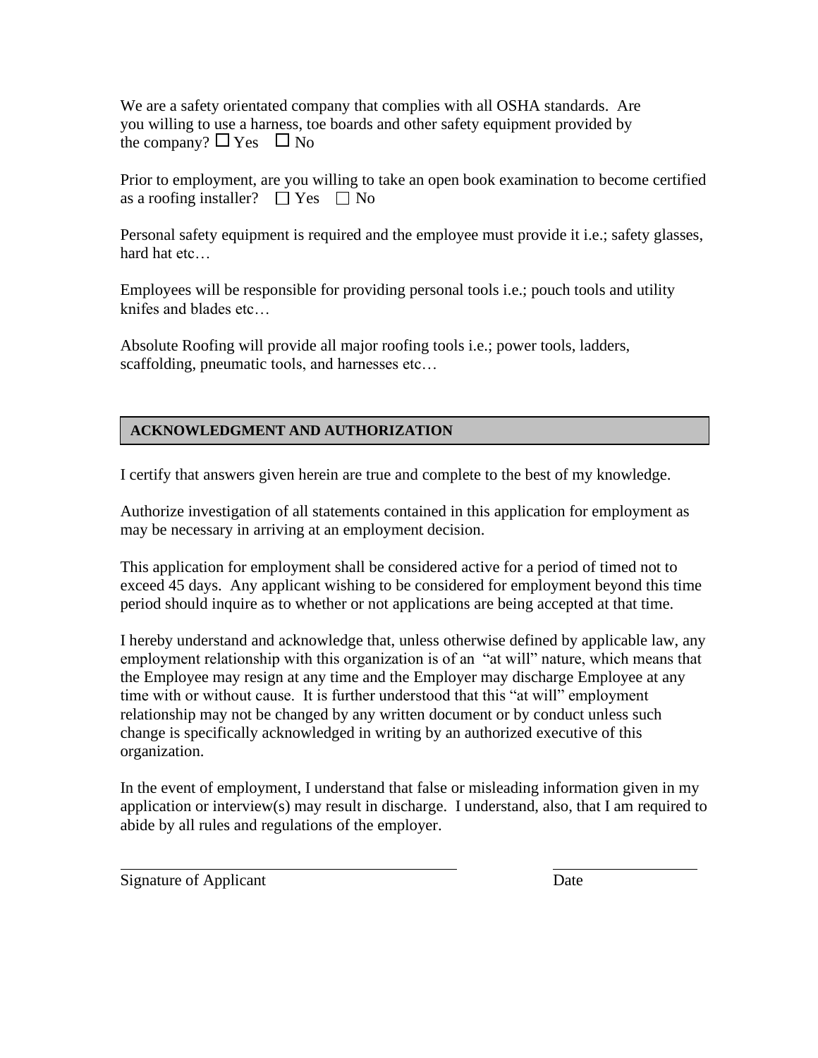We are a safety orientated company that complies with all OSHA standards. Are you willing to use a harness, toe boards and other safety equipment provided by the company? ☐ Yes ☐ No

Prior to employment, are you willing to take an open book examination to become certified as a roofing installer? ☐ Yes ☐ No

Personal safety equipment is required and the employee must provide it i.e.; safety glasses, hard hat etc…

Employees will be responsible for providing personal tools i.e.; pouch tools and utility knifes and blades etc…

Absolute Roofing will provide all major roofing tools i.e.; power tools, ladders, scaffolding, pneumatic tools, and harnesses etc…

## ACKNOWLEDGMENT AND AUTHORIZATION

I certify that answers given herein are true and complete to the best of my knowledge.

Authorize investigation of all statements contained in this application for employment as may be necessary in arriving at an employment decision.

This application for employment shall be considered active for a period of timed not to exceed 45 days. Any applicant wishing to be considered for employment beyond this time period should inquire as to whether or not applications are being accepted at that time.

I hereby understand and acknowledge that, unless otherwise defined by applicable law, any employment relationship with this organization is of an "at will" nature, which means that the Employee may resign at any time and the Employer may discharge Employee at any time with or without cause. It is further understood that this "at will" employment relationship may not be changed by any written document or by conduct unless such change is specifically acknowledged in writing by an authorized executive of this organization.

In the event of employment, I understand that false or misleading information given in my application or interview(s) may result in discharge. I understand, also, that I am required to abide by all rules and regulations of the employer.

_______________________________________ ____________________

Signature of Applicant Date